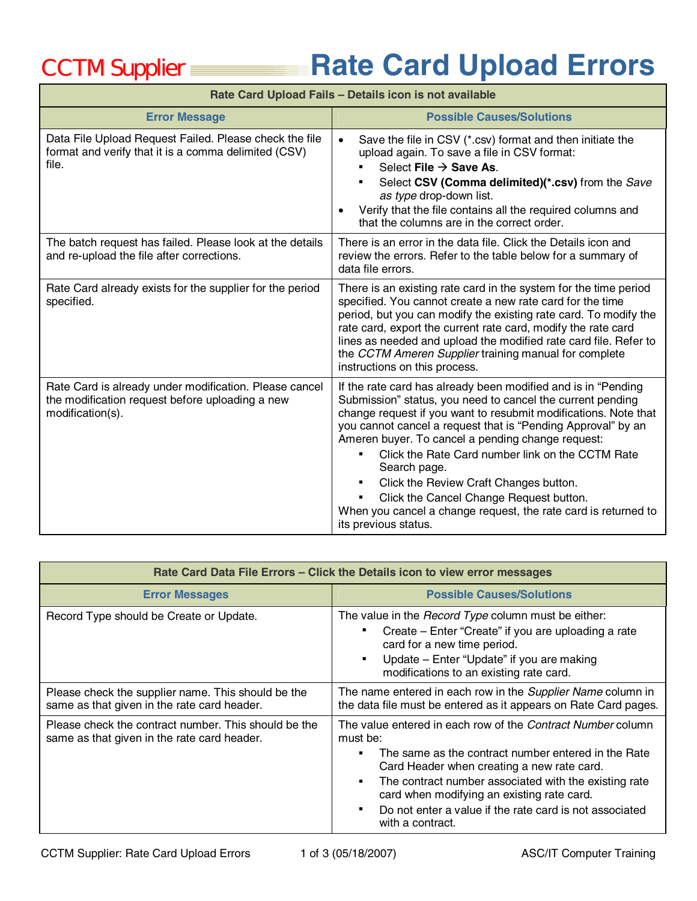# CCTM Supplier Rate Card Upload Errors

| Rate Card Upload Fails – Details icon is not available | |
|---|---|
| **Error Message** | **Possible Causes/Solutions** |
| Data File Upload Request Failed. Please check the file format and verify that it is a comma delimited (CSV) file. | • Save the file in CSV (*.csv) format and then initiate the upload again. To save a file in CSV format:<br>  ▪ Select **File → Save As**.<br>  ▪ Select **CSV (Comma delimited)(*.csv)** from the *Save as type* drop-down list.<br>• Verify that the file contains all the required columns and that the columns are in the correct order. |
| The batch request has failed. Please look at the details and re-upload the file after corrections. | There is an error in the data file. Click the Details icon and review the errors. Refer to the table below for a summary of data file errors. |
| Rate Card already exists for the supplier for the period specified. | There is an existing rate card in the system for the time period specified. You cannot create a new rate card for the time period, but you can modify the existing rate card. To modify the rate card, export the current rate card, modify the rate card lines as needed and upload the modified rate card file. Refer to the *CCTM Ameren Supplier* training manual for complete instructions on this process. |
| Rate Card is already under modification. Please cancel the modification request before uploading a new modification(s). | If the rate card has already been modified and is in "Pending Submission" status, you need to cancel the current pending change request if you want to resubmit modifications. Note that you cannot cancel a request that is "Pending Approval" by an Ameren buyer. To cancel a pending change request:<br>  ▪ Click the Rate Card number link on the CCTM Rate Search page.<br>  ▪ Click the Review Craft Changes button.<br>  ▪ Click the Cancel Change Request button.<br>When you cancel a change request, the rate card is returned to its previous status. |

| Rate Card Data File Errors – Click the Details icon to view error messages | |
|---|---|
| **Error Messages** | **Possible Causes/Solutions** |
| Record Type should be Create or Update. | The value in the *Record Type* column must be either:<br>  ▪ Create – Enter "Create" if you are uploading a rate card for a new time period.<br>  ▪ Update – Enter "Update" if you are making modifications to an existing rate card. |
| Please check the supplier name. This should be the same as that given in the rate card header. | The name entered in each row in the *Supplier Name* column in the data file must be entered as it appears on Rate Card pages. |
| Please check the contract number. This should be the same as that given in the rate card header. | The value entered in each row of the *Contract Number* column must be:<br>  ▪ The same as the contract number entered in the Rate Card Header when creating a new rate card.<br>  ▪ The contract number associated with the existing rate card when modifying an existing rate card.<br>  ▪ Do not enter a value if the rate card is not associated with a contract. |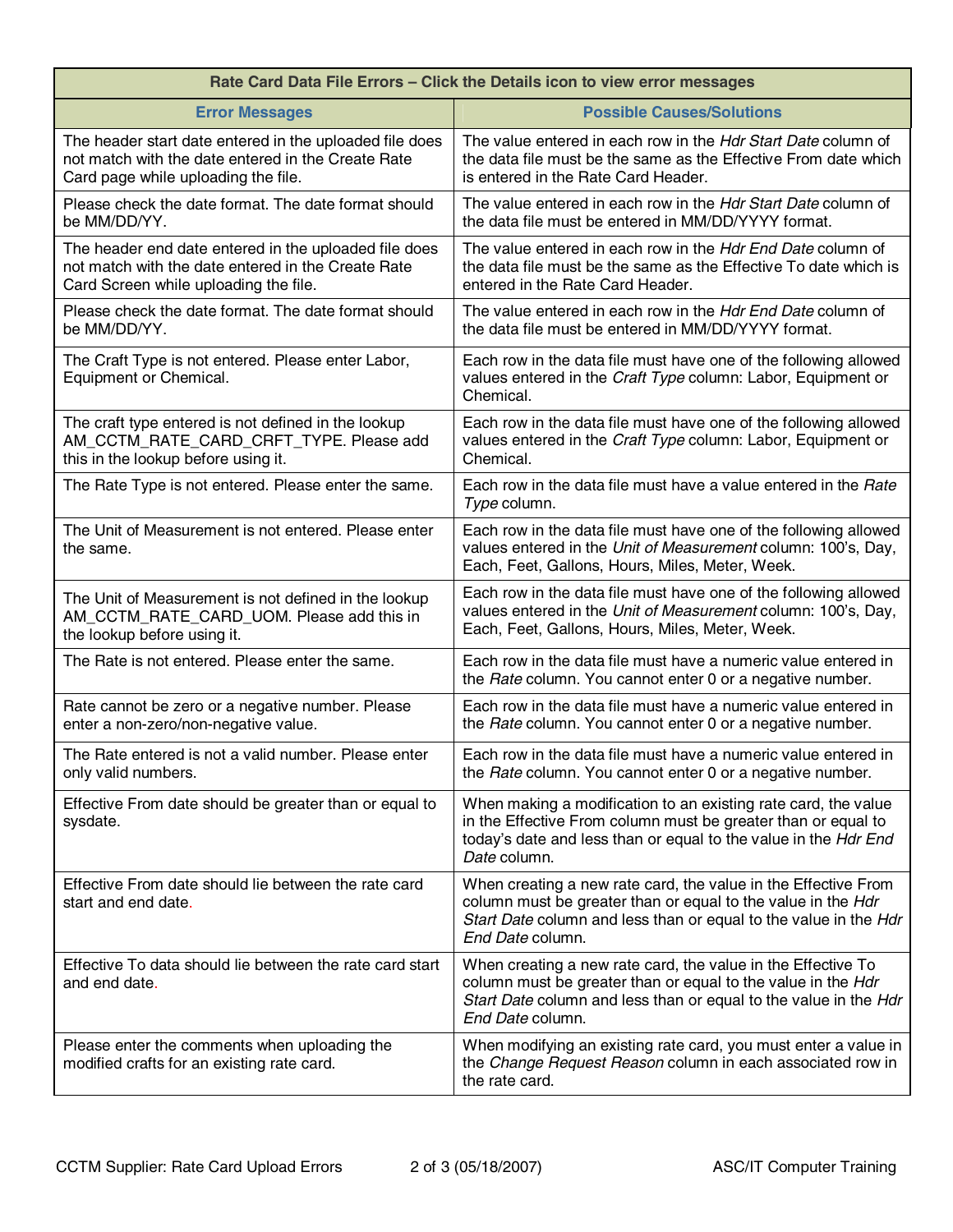| Rate Card Data File Errors – Click the Details icon to view error messages | |
|---|---|
| **Error Messages** | **Possible Causes/Solutions** |
| The header start date entered in the uploaded file does not match with the date entered in the Create Rate Card page while uploading the file. | The value entered in each row in the *Hdr Start Date* column of the data file must be the same as the Effective From date which is entered in the Rate Card Header. |
| Please check the date format. The date format should be MM/DD/YY. | The value entered in each row in the *Hdr Start Date* column of the data file must be entered in MM/DD/YYYY format. |
| The header end date entered in the uploaded file does not match with the date entered in the Create Rate Card Screen while uploading the file. | The value entered in each row in the *Hdr End Date* column of the data file must be the same as the Effective To date which is entered in the Rate Card Header. |
| Please check the date format. The date format should be MM/DD/YY. | The value entered in each row in the *Hdr End Date* column of the data file must be entered in MM/DD/YYYY format. |
| The Craft Type is not entered. Please enter Labor, Equipment or Chemical. | Each row in the data file must have one of the following allowed values entered in the *Craft Type* column: Labor, Equipment or Chemical. |
| The craft type entered is not defined in the lookup AM_CCTM_RATE_CARD_CRFT_TYPE. Please add this in the lookup before using it. | Each row in the data file must have one of the following allowed values entered in the *Craft Type* column: Labor, Equipment or Chemical. |
| The Rate Type is not entered. Please enter the same. | Each row in the data file must have a value entered in the *Rate Type* column. |
| The Unit of Measurement is not entered. Please enter the same. | Each row in the data file must have one of the following allowed values entered in the *Unit of Measurement* column: 100's, Day, Each, Feet, Gallons, Hours, Miles, Meter, Week. |
| The Unit of Measurement is not defined in the lookup AM_CCTM_RATE_CARD_UOM. Please add this in the lookup before using it. | Each row in the data file must have one of the following allowed values entered in the *Unit of Measurement* column: 100's, Day, Each, Feet, Gallons, Hours, Miles, Meter, Week. |
| The Rate is not entered. Please enter the same. | Each row in the data file must have a numeric value entered in the *Rate* column. You cannot enter 0 or a negative number. |
| Rate cannot be zero or a negative number. Please enter a non-zero/non-negative value. | Each row in the data file must have a numeric value entered in the *Rate* column. You cannot enter 0 or a negative number. |
| The Rate entered is not a valid number. Please enter only valid numbers. | Each row in the data file must have a numeric value entered in the *Rate* column. You cannot enter 0 or a negative number. |
| Effective From date should be greater than or equal to sysdate. | When making a modification to an existing rate card, the value in the Effective From column must be greater than or equal to today's date and less than or equal to the value in the *Hdr End Date* column. |
| Effective From date should lie between the rate card start and end date. | When creating a new rate card, the value in the Effective From column must be greater than or equal to the value in the *Hdr Start Date* column and less than or equal to the value in the *Hdr End Date* column. |
| Effective To data should lie between the rate card start and end date. | When creating a new rate card, the value in the Effective To column must be greater than or equal to the value in the *Hdr Start Date* column and less than or equal to the value in the *Hdr End Date* column. |
| Please enter the comments when uploading the modified crafts for an existing rate card. | When modifying an existing rate card, you must enter a value in the *Change Request Reason* column in each associated row in the rate card. |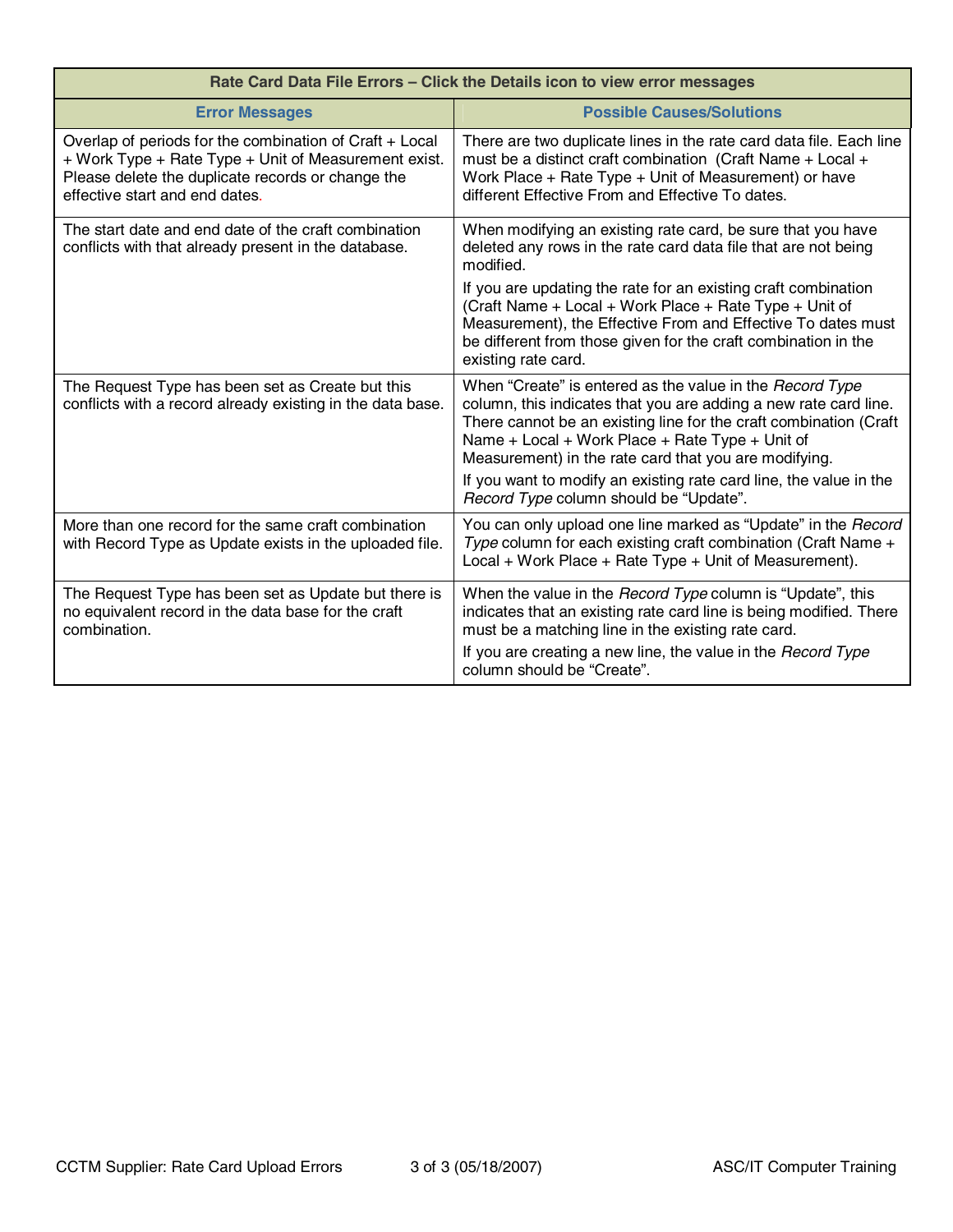| Rate Card Data File Errors – Click the Details icon to view error messages | |
|---|---|
| **Error Messages** | **Possible Causes/Solutions** |
| Overlap of periods for the combination of Craft + Local + Work Type + Rate Type + Unit of Measurement exist. Please delete the duplicate records or change the effective start and end dates. | There are two duplicate lines in the rate card data file. Each line must be a distinct craft combination (Craft Name + Local + Work Place + Rate Type + Unit of Measurement) or have different Effective From and Effective To dates. |
| The start date and end date of the craft combination conflicts with that already present in the database. | When modifying an existing rate card, be sure that you have deleted any rows in the rate card data file that are not being modified.<br><br>If you are updating the rate for an existing craft combination (Craft Name + Local + Work Place + Rate Type + Unit of Measurement), the Effective From and Effective To dates must be different from those given for the craft combination in the existing rate card. |
| The Request Type has been set as Create but this conflicts with a record already existing in the data base. | When "Create" is entered as the value in the *Record Type* column, this indicates that you are adding a new rate card line. There cannot be an existing line for the craft combination (Craft Name + Local + Work Place + Rate Type + Unit of Measurement) in the rate card that you are modifying.<br><br>If you want to modify an existing rate card line, the value in the *Record Type* column should be "Update". |
| More than one record for the same craft combination with Record Type as Update exists in the uploaded file. | You can only upload one line marked as "Update" in the *Record Type* column for each existing craft combination (Craft Name + Local + Work Place + Rate Type + Unit of Measurement). |
| The Request Type has been set as Update but there is no equivalent record in the data base for the craft combination. | When the value in the *Record Type* column is "Update", this indicates that an existing rate card line is being modified. There must be a matching line in the existing rate card.<br><br>If you are creating a new line, the value in the *Record Type* column should be "Create". |